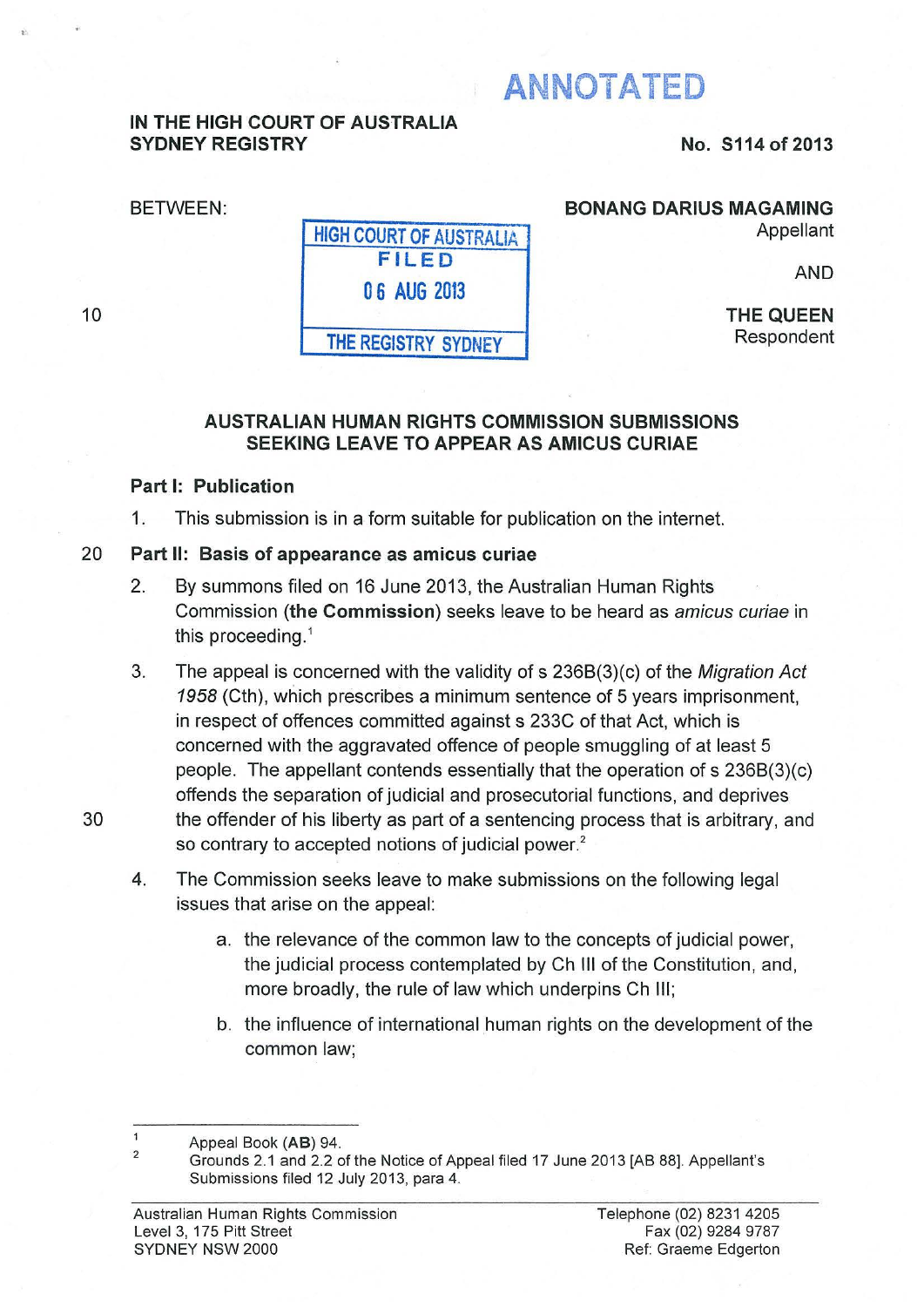ANNOTATED

**IN THE HIGH COURT OF AUSTRALIA**
**SYDNEY REGISTRY**

**No. S114 of 2013**

BETWEEN:

HIGH COURT OF AUSTRALIA
FILED
06 AUG 2013
THE REGISTRY SYDNEY

**BONANG DARIUS MAGAMING**
Appellant

AND

**THE QUEEN**
Respondent

## AUSTRALIAN HUMAN RIGHTS COMMISSION SUBMISSIONS SEEKING LEAVE TO APPEAR AS AMICUS CURIAE

### Part I: Publication

1. This submission is in a form suitable for publication on the internet.

### Part II: Basis of appearance as amicus curiae

2. By summons filed on 16 June 2013, the Australian Human Rights Commission (**the Commission**) seeks leave to be heard as *amicus curiae* in this proceeding.[1]

3. The appeal is concerned with the validity of s 236B(3)(c) of the *Migration Act 1958* (Cth), which prescribes a minimum sentence of 5 years imprisonment, in respect of offences committed against s 233C of that Act, which is concerned with the aggravated offence of people smuggling of at least 5 people. The appellant contends essentially that the operation of s 236B(3)(c) offends the separation of judicial and prosecutorial functions, and deprives the offender of his liberty as part of a sentencing process that is arbitrary, and so contrary to accepted notions of judicial power.[2]

4. The Commission seeks leave to make submissions on the following legal issues that arise on the appeal:

    a. the relevance of the common law to the concepts of judicial power, the judicial process contemplated by Ch III of the Constitution, and, more broadly, the rule of law which underpins Ch III;

    b. the influence of international human rights on the development of the common law;

---

[1] Appeal Book (**AB**) 94.

[2] Grounds 2.1 and 2.2 of the Notice of Appeal filed 17 June 2013 [AB 88]. Appellant's Submissions filed 12 July 2013, para 4.

Australian Human Rights Commission
Level 3, 175 Pitt Street
SYDNEY NSW 2000

Telephone (02) 8231 4205
Fax (02) 9284 9787
Ref: Graeme Edgerton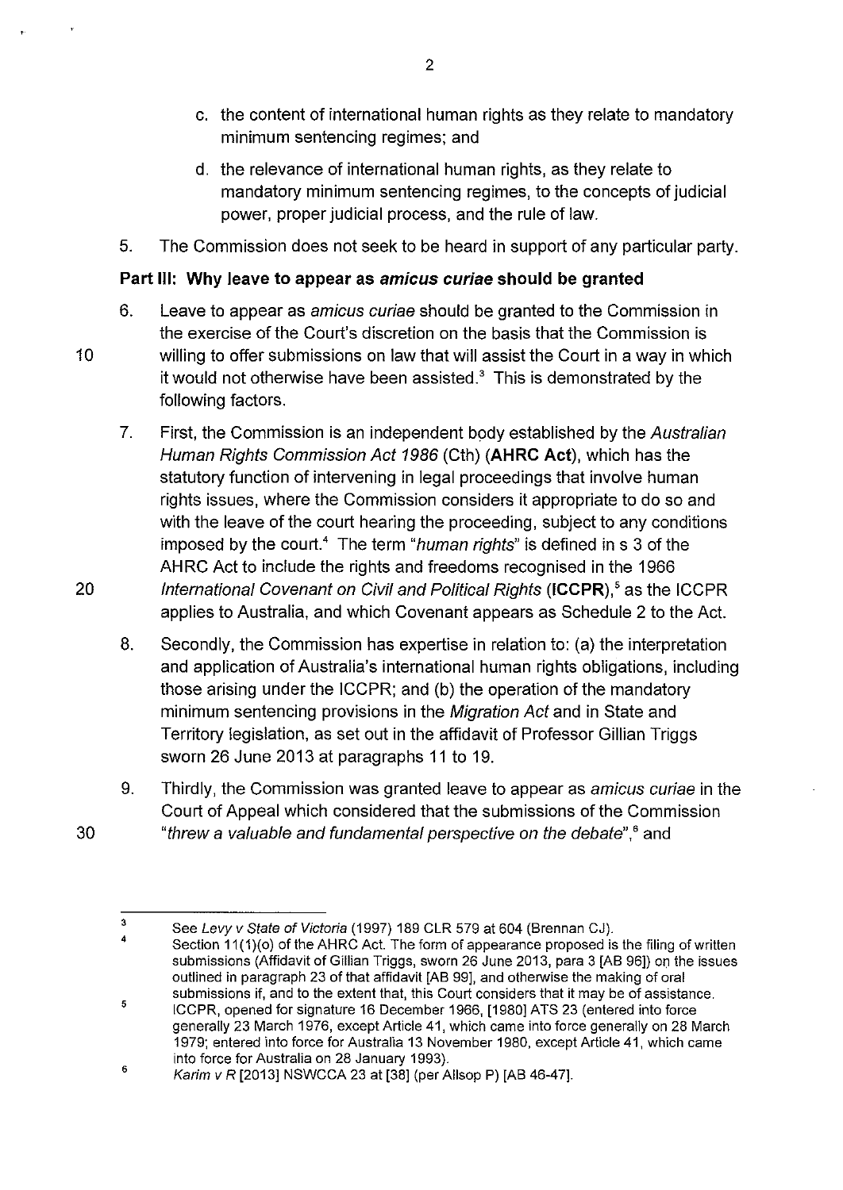c. the content of international human rights as they relate to mandatory minimum sentencing regimes; and

d. the relevance of international human rights, as they relate to mandatory minimum sentencing regimes, to the concepts of judicial power, proper judicial process, and the rule of law.

5. The Commission does not seek to be heard in support of any particular party.

**Part III: Why leave to appear as *amicus curiae* should be granted**

6. Leave to appear as *amicus curiae* should be granted to the Commission in the exercise of the Court's discretion on the basis that the Commission is willing to offer submissions on law that will assist the Court in a way in which it would not otherwise have been assisted.[3] This is demonstrated by the following factors.

7. First, the Commission is an independent body established by the *Australian Human Rights Commission Act 1986* (Cth) (**AHRC Act**), which has the statutory function of intervening in legal proceedings that involve human rights issues, where the Commission considers it appropriate to do so and with the leave of the court hearing the proceeding, subject to any conditions imposed by the court.[4] The term "*human rights*" is defined in s 3 of the AHRC Act to include the rights and freedoms recognised in the 1966 *International Covenant on Civil and Political Rights* (**ICCPR**),[5] as the ICCPR applies to Australia, and which Covenant appears as Schedule 2 to the Act.

8. Secondly, the Commission has expertise in relation to: (a) the interpretation and application of Australia's international human rights obligations, including those arising under the ICCPR; and (b) the operation of the mandatory minimum sentencing provisions in the *Migration Act* and in State and Territory legislation, as set out in the affidavit of Professor Gillian Triggs sworn 26 June 2013 at paragraphs 11 to 19.

9. Thirdly, the Commission was granted leave to appear as *amicus curiae* in the Court of Appeal which considered that the submissions of the Commission "*threw a valuable and fundamental perspective on the debate*",[6] and

---

[3] See *Levy v State of Victoria* (1997) 189 CLR 579 at 604 (Brennan CJ).

[4] Section 11(1)(o) of the AHRC Act. The form of appearance proposed is the filing of written submissions (Affidavit of Gillian Triggs, sworn 26 June 2013, para 3 [AB 96]) on the issues outlined in paragraph 23 of that affidavit [AB 99], and otherwise the making of oral submissions if, and to the extent that, this Court considers that it may be of assistance.

[5] ICCPR, opened for signature 16 December 1966, [1980] ATS 23 (entered into force generally 23 March 1976, except Article 41, which came into force generally on 28 March 1979; entered into force for Australia 13 November 1980, except Article 41, which came into force for Australia on 28 January 1993).

[6] *Karim v R* [2013] NSWCCA 23 at [38] (per Allsop P) [AB 46-47].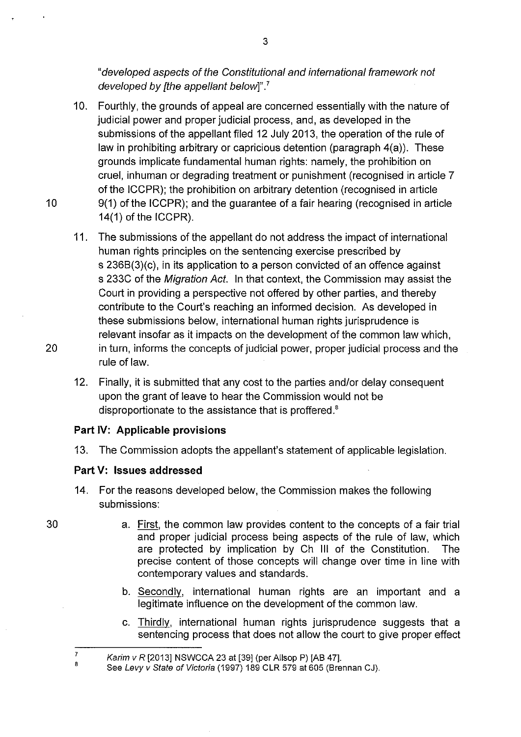"*developed aspects of the Constitutional and international framework not developed by [the appellant below]*".[7]

10. Fourthly, the grounds of appeal are concerned essentially with the nature of judicial power and proper judicial process, and, as developed in the submissions of the appellant filed 12 July 2013, the operation of the rule of law in prohibiting arbitrary or capricious detention (paragraph 4(a)). These grounds implicate fundamental human rights: namely, the prohibition on cruel, inhuman or degrading treatment or punishment (recognised in article 7 of the ICCPR); the prohibition on arbitrary detention (recognised in article 9(1) of the ICCPR); and the guarantee of a fair hearing (recognised in article 14(1) of the ICCPR).

11. The submissions of the appellant do not address the impact of international human rights principles on the sentencing exercise prescribed by s 236B(3)(c), in its application to a person convicted of an offence against s 233C of the *Migration Act*. In that context, the Commission may assist the Court in providing a perspective not offered by other parties, and thereby contribute to the Court's reaching an informed decision. As developed in these submissions below, international human rights jurisprudence is relevant insofar as it impacts on the development of the common law which, in turn, informs the concepts of judicial power, proper judicial process and the rule of law.

12. Finally, it is submitted that any cost to the parties and/or delay consequent upon the grant of leave to hear the Commission would not be disproportionate to the assistance that is proffered.[8]

## Part IV: Applicable provisions

13. The Commission adopts the appellant's statement of applicable legislation.

## Part V: Issues addressed

14. For the reasons developed below, the Commission makes the following submissions:

    a. First, the common law provides content to the concepts of a fair trial and proper judicial process being aspects of the rule of law, which are protected by implication by Ch III of the Constitution. The precise content of those concepts will change over time in line with contemporary values and standards.

    b. Secondly, international human rights are an important and a legitimate influence on the development of the common law.

    c. Thirdly, international human rights jurisprudence suggests that a sentencing process that does not allow the court to give proper effect

---

[7] *Karim v R* [2013] NSWCCA 23 at [39] (per Allsop P) [AB 47].

[8] See *Levy v State of Victoria* (1997) 189 CLR 579 at 605 (Brennan CJ).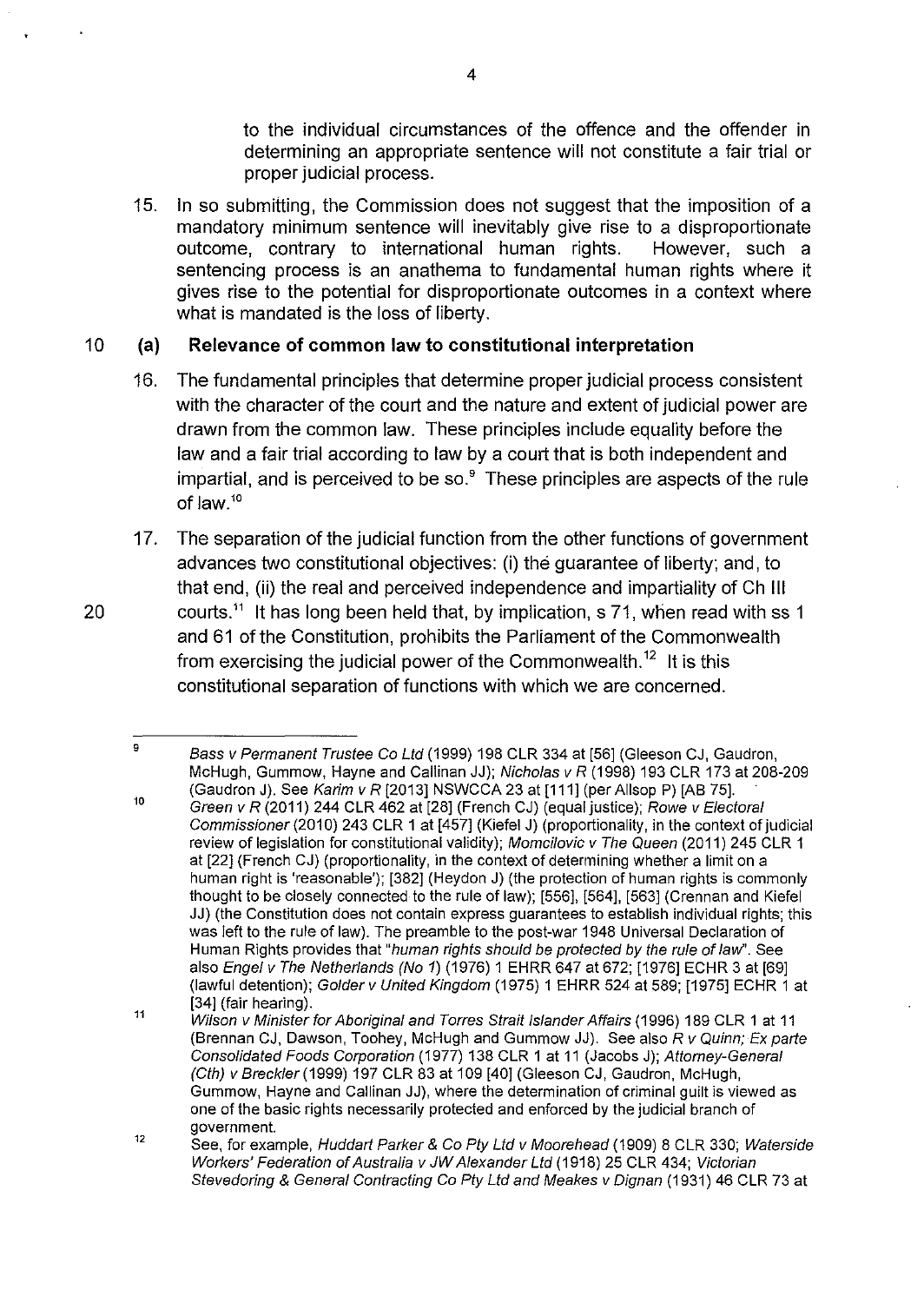to the individual circumstances of the offence and the offender in determining an appropriate sentence will not constitute a fair trial or proper judicial process.

15. In so submitting, the Commission does not suggest that the imposition of a mandatory minimum sentence will inevitably give rise to a disproportionate outcome, contrary to international human rights. However, such a sentencing process is an anathema to fundamental human rights where it gives rise to the potential for disproportionate outcomes in a context where what is mandated is the loss of liberty.

### (a) Relevance of common law to constitutional interpretation

16. The fundamental principles that determine proper judicial process consistent with the character of the court and the nature and extent of judicial power are drawn from the common law. These principles include equality before the law and a fair trial according to law by a court that is both independent and impartial, and is perceived to be so.[9] These principles are aspects of the rule of law.[10]

17. The separation of the judicial function from the other functions of government advances two constitutional objectives: (i) the guarantee of liberty; and, to that end, (ii) the real and perceived independence and impartiality of Ch III courts.[11] It has long been held that, by implication, s 71, when read with ss 1 and 61 of the Constitution, prohibits the Parliament of the Commonwealth from exercising the judicial power of the Commonwealth.[12] It is this constitutional separation of functions with which we are concerned.

---

[9] *Bass v Permanent Trustee Co Ltd* (1999) 198 CLR 334 at [56] (Gleeson CJ, Gaudron, McHugh, Gummow, Hayne and Callinan JJ); *Nicholas v R* (1998) 193 CLR 173 at 208-209 (Gaudron J). See *Karim v R* [2013] NSWCCA 23 at [111] (per Allsop P) [AB 75].

[10] *Green v R* (2011) 244 CLR 462 at [28] (French CJ) (equal justice); *Rowe v Electoral Commissioner* (2010) 243 CLR 1 at [457] (Kiefel J) (proportionality, in the context of judicial review of legislation for constitutional validity); *Momcilovic v The Queen* (2011) 245 CLR 1 at [22] (French CJ) (proportionality, in the context of determining whether a limit on a human right is 'reasonable'); [382] (Heydon J) (the protection of human rights is commonly thought to be closely connected to the rule of law); [556], [564], [563] (Crennan and Kiefel JJ) (the Constitution does not contain express guarantees to establish individual rights; this was left to the rule of law). The preamble to the post-war 1948 Universal Declaration of Human Rights provides that "*human rights should be protected by the rule of law*". See also *Engel v The Netherlands (No 1)* (1976) 1 EHRR 647 at 672; [1976] ECHR 3 at [69] (lawful detention); *Golder v United Kingdom* (1975) 1 EHRR 524 at 589; [1975] ECHR 1 at [34] (fair hearing).

[11] *Wilson v Minister for Aboriginal and Torres Strait Islander Affairs* (1996) 189 CLR 1 at 11 (Brennan CJ, Dawson, Toohey, McHugh and Gummow JJ). See also *R v Quinn; Ex parte Consolidated Foods Corporation* (1977) 138 CLR 1 at 11 (Jacobs J); *Attorney-General (Cth) v Breckler* (1999) 197 CLR 83 at 109 [40] (Gleeson CJ, Gaudron, McHugh, Gummow, Hayne and Callinan JJ), where the determination of criminal guilt is viewed as one of the basic rights necessarily protected and enforced by the judicial branch of government.

[12] See, for example, *Huddart Parker & Co Pty Ltd v Moorehead* (1909) 8 CLR 330; *Waterside Workers' Federation of Australia v JW Alexander Ltd* (1918) 25 CLR 434; *Victorian Stevedoring & General Contracting Co Pty Ltd and Meakes v Dignan* (1931) 46 CLR 73 at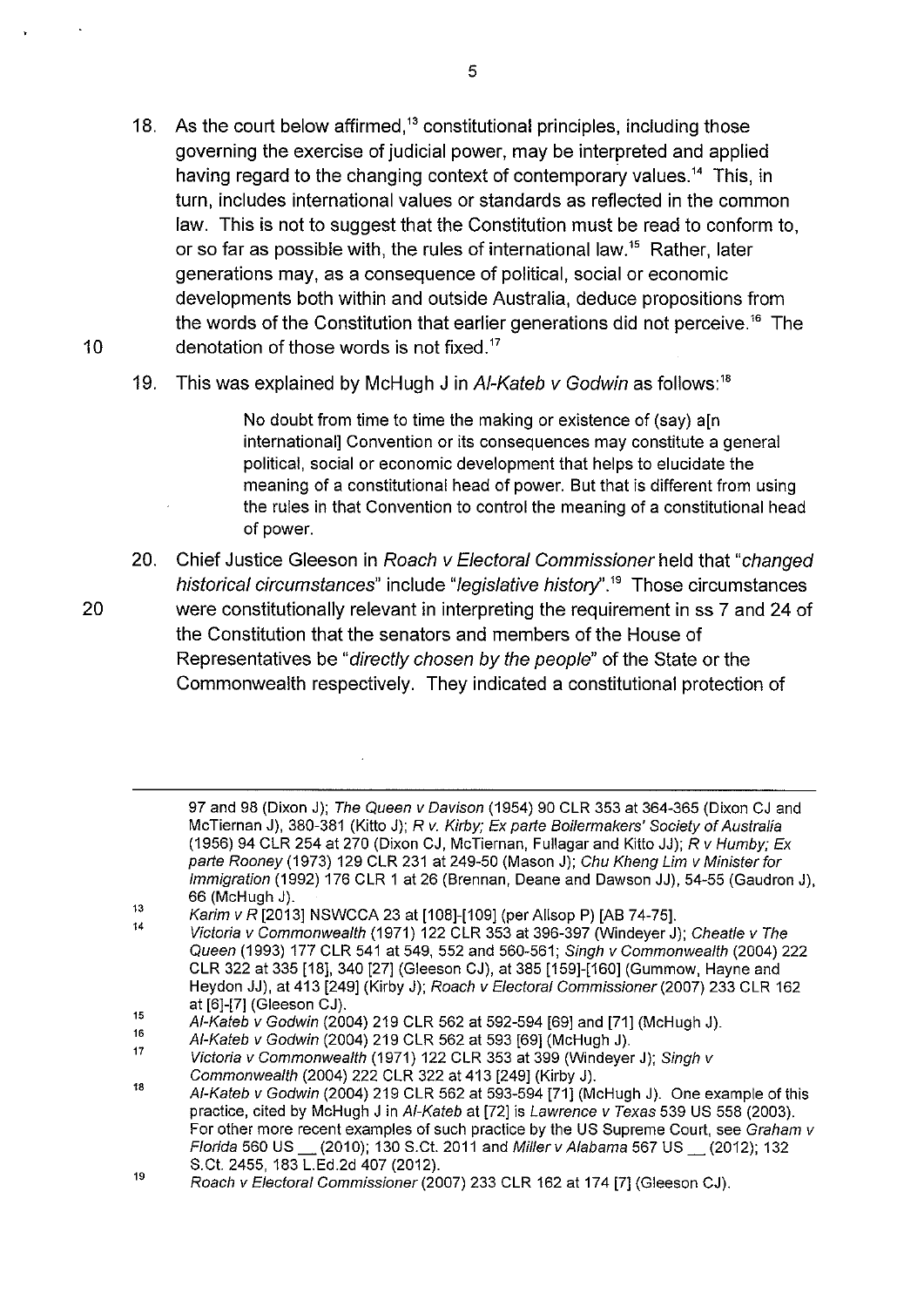18. As the court below affirmed,[13] constitutional principles, including those governing the exercise of judicial power, may be interpreted and applied having regard to the changing context of contemporary values.[14] This, in turn, includes international values or standards as reflected in the common law. This is not to suggest that the Constitution must be read to conform to, or so far as possible with, the rules of international law.[15] Rather, later generations may, as a consequence of political, social or economic developments both within and outside Australia, deduce propositions from the words of the Constitution that earlier generations did not perceive.[16] The denotation of those words is not fixed.[17]

19. This was explained by McHugh J in *Al-Kateb v Godwin* as follows:[18]

> No doubt from time to time the making or existence of (say) a[n international] Convention or its consequences may constitute a general political, social or economic development that helps to elucidate the meaning of a constitutional head of power. But that is different from using the rules in that Convention to control the meaning of a constitutional head of power.

20. Chief Justice Gleeson in *Roach v Electoral Commissioner* held that "*changed historical circumstances*" include "*legislative history*".[19] Those circumstances were constitutionally relevant in interpreting the requirement in ss 7 and 24 of the Constitution that the senators and members of the House of Representatives be "*directly chosen by the people*" of the State or the Commonwealth respectively. They indicated a constitutional protection of

---

97 and 98 (Dixon J); *The Queen v Davison* (1954) 90 CLR 353 at 364-365 (Dixon CJ and McTiernan J), 380-381 (Kitto J); *R v. Kirby; Ex parte Boilermakers' Society of Australia* (1956) 94 CLR 254 at 270 (Dixon CJ, McTiernan, Fullagar and Kitto JJ); *R v Humby; Ex parte Rooney* (1973) 129 CLR 231 at 249-50 (Mason J); *Chu Kheng Lim v Minister for Immigration* (1992) 176 CLR 1 at 26 (Brennan, Deane and Dawson JJ), 54-55 (Gaudron J), 66 (McHugh J).

[13] *Karim v R* [2013] NSWCCA 23 at [108]-[109] (per Allsop P) [AB 74-75].

[14] *Victoria v Commonwealth* (1971) 122 CLR 353 at 396-397 (Windeyer J); *Cheatle v The Queen* (1993) 177 CLR 541 at 549, 552 and 560-561; *Singh v Commonwealth* (2004) 222 CLR 322 at 335 [18], 340 [27] (Gleeson CJ), at 385 [159]-[160] (Gummow, Hayne and Heydon JJ), at 413 [249] (Kirby J); *Roach v Electoral Commissioner* (2007) 233 CLR 162 at [6]-[7] (Gleeson CJ).

[15] *Al-Kateb v Godwin* (2004) 219 CLR 562 at 592-594 [69] and [71] (McHugh J).

[16] *Al-Kateb v Godwin* (2004) 219 CLR 562 at 593 [69] (McHugh J).

[17] *Victoria v Commonwealth* (1971) 122 CLR 353 at 399 (Windeyer J); *Singh v Commonwealth* (2004) 222 CLR 322 at 413 [249] (Kirby J).

[18] *Al-Kateb v Godwin* (2004) 219 CLR 562 at 593-594 [71] (McHugh J). One example of this practice, cited by McHugh J in *Al-Kateb* at [72] is *Lawrence v Texas* 539 US 558 (2003). For other more recent examples of such practice by the US Supreme Court, see *Graham v Florida* 560 US __ (2010); 130 S.Ct. 2011 and *Miller v Alabama* 567 US __ (2012); 132 S.Ct. 2455, 183 L.Ed.2d 407 (2012).

[19] *Roach v Electoral Commissioner* (2007) 233 CLR 162 at 174 [7] (Gleeson CJ).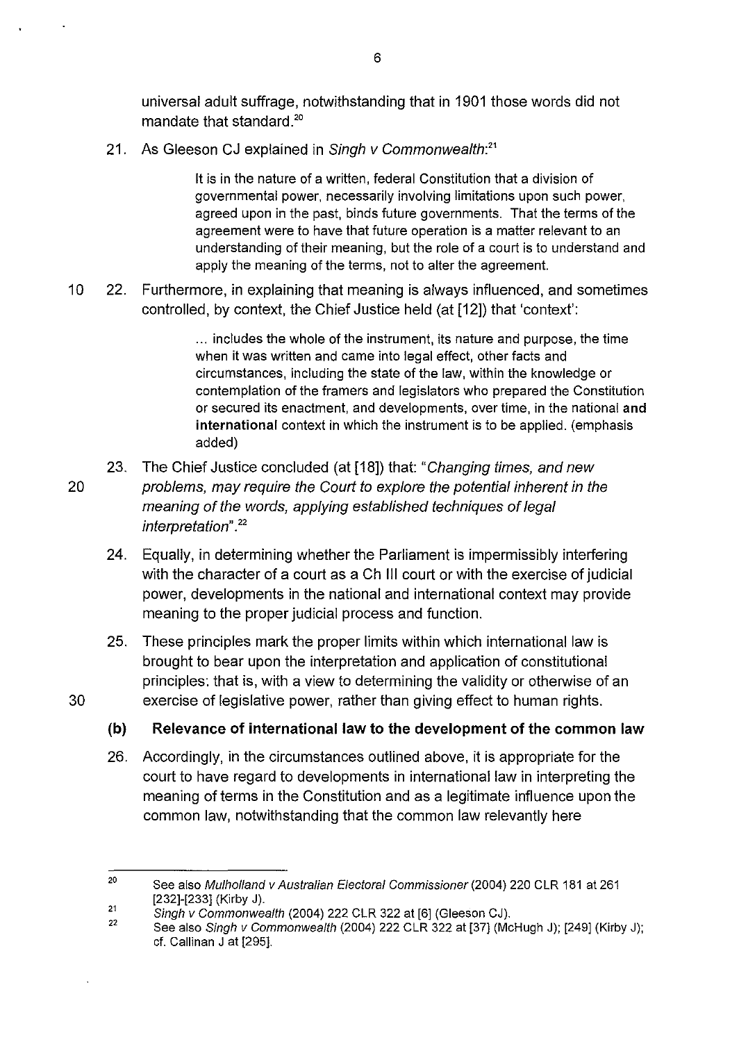universal adult suffrage, notwithstanding that in 1901 those words did not mandate that standard.[20]

21. As Gleeson CJ explained in *Singh v Commonwealth*:[21]

> It is in the nature of a written, federal Constitution that a division of governmental power, necessarily involving limitations upon such power, agreed upon in the past, binds future governments. That the terms of the agreement were to have that future operation is a matter relevant to an understanding of their meaning, but the role of a court is to understand and apply the meaning of the terms, not to alter the agreement.

22. Furthermore, in explaining that meaning is always influenced, and sometimes controlled, by context, the Chief Justice held (at [12]) that 'context':

> ... includes the whole of the instrument, its nature and purpose, the time when it was written and came into legal effect, other facts and circumstances, including the state of the law, within the knowledge or contemplation of the framers and legislators who prepared the Constitution or secured its enactment, and developments, over time, in the national **and international** context in which the instrument is to be applied. (emphasis added)

23. The Chief Justice concluded (at [18]) that: "*Changing times, and new problems, may require the Court to explore the potential inherent in the meaning of the words, applying established techniques of legal interpretation*".[22]

24. Equally, in determining whether the Parliament is impermissibly interfering with the character of a court as a Ch III court or with the exercise of judicial power, developments in the national and international context may provide meaning to the proper judicial process and function.

25. These principles mark the proper limits within which international law is brought to bear upon the interpretation and application of constitutional principles: that is, with a view to determining the validity or otherwise of an exercise of legislative power, rather than giving effect to human rights.

### (b) Relevance of international law to the development of the common law

26. Accordingly, in the circumstances outlined above, it is appropriate for the court to have regard to developments in international law in interpreting the meaning of terms in the Constitution and as a legitimate influence upon the common law, notwithstanding that the common law relevantly here

---

[20] See also *Mulholland v Australian Electoral Commissioner* (2004) 220 CLR 181 at 261 [232]-[233] (Kirby J).

[21] *Singh v Commonwealth* (2004) 222 CLR 322 at [6] (Gleeson CJ).

[22] See also *Singh v Commonwealth* (2004) 222 CLR 322 at [37] (McHugh J); [249] (Kirby J); cf. Callinan J at [295].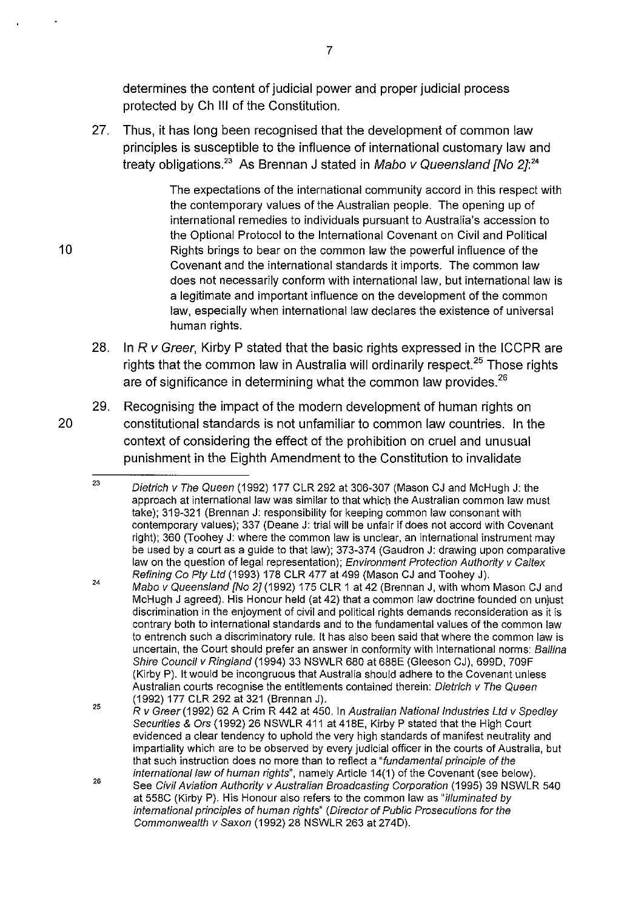determines the content of judicial power and proper judicial process protected by Ch III of the Constitution.

27. Thus, it has long been recognised that the development of common law principles is susceptible to the influence of international customary law and treaty obligations.[23] As Brennan J stated in *Mabo v Queensland [No 2]*:[24]

> The expectations of the international community accord in this respect with the contemporary values of the Australian people. The opening up of international remedies to individuals pursuant to Australia's accession to the Optional Protocol to the International Covenant on Civil and Political Rights brings to bear on the common law the powerful influence of the Covenant and the international standards it imports. The common law does not necessarily conform with international law, but international law is a legitimate and important influence on the development of the common law, especially when international law declares the existence of universal human rights.

28. In *R v Greer*, Kirby P stated that the basic rights expressed in the ICCPR are rights that the common law in Australia will ordinarily respect.[25] Those rights are of significance in determining what the common law provides.[26]

29. Recognising the impact of the modern development of human rights on constitutional standards is not unfamiliar to common law countries. In the context of considering the effect of the prohibition on cruel and unusual punishment in the Eighth Amendment to the Constitution to invalidate

---

[23] *Dietrich v The Queen* (1992) 177 CLR 292 at 306-307 (Mason CJ and McHugh J: the approach at international law was similar to that which the Australian common law must take); 319-321 (Brennan J: responsibility for keeping common law consonant with contemporary values); 337 (Deane J: trial will be unfair if does not accord with Covenant right); 360 (Toohey J: where the common law is unclear, an international instrument may be used by a court as a guide to that law); 373-374 (Gaudron J: drawing upon comparative law on the question of legal representation); *Environment Protection Authority v Caltex Refining Co Pty Ltd* (1993) 178 CLR 477 at 499 (Mason CJ and Toohey J).

[24] *Mabo v Queensland [No 2]* (1992) 175 CLR 1 at 42 (Brennan J, with whom Mason CJ and McHugh J agreed). His Honour held (at 42) that a common law doctrine founded on unjust discrimination in the enjoyment of civil and political rights demands reconsideration as it is contrary both to international standards and to the fundamental values of the common law to entrench such a discriminatory rule. It has also been said that where the common law is uncertain, the Court should prefer an answer in conformity with international norms: *Ballina Shire Council v Ringland* (1994) 33 NSWLR 680 at 688E (Gleeson CJ), 699D, 709F (Kirby P). It would be incongruous that Australia should adhere to the Covenant unless Australian courts recognise the entitlements contained therein: *Dietrich v The Queen* (1992) 177 CLR 292 at 321 (Brennan J).

[25] *R v Greer* (1992) 62 A Crim R 442 at 450. In *Australian National Industries Ltd v Spedley Securities & Ors* (1992) 26 NSWLR 411 at 418E, Kirby P stated that the High Court evidenced a clear tendency to uphold the very high standards of manifest neutrality and impartiality which are to be observed by every judicial officer in the courts of Australia, but that such instruction does no more than to reflect a "*fundamental principle of the international law of human rights*", namely Article 14(1) of the Covenant (see below).

[26] See *Civil Aviation Authority v Australian Broadcasting Corporation* (1995) 39 NSWLR 540 at 558C (Kirby P). His Honour also refers to the common law as "*illuminated by international principles of human rights*" (*Director of Public Prosecutions for the Commonwealth v Saxon* (1992) 28 NSWLR 263 at 274D).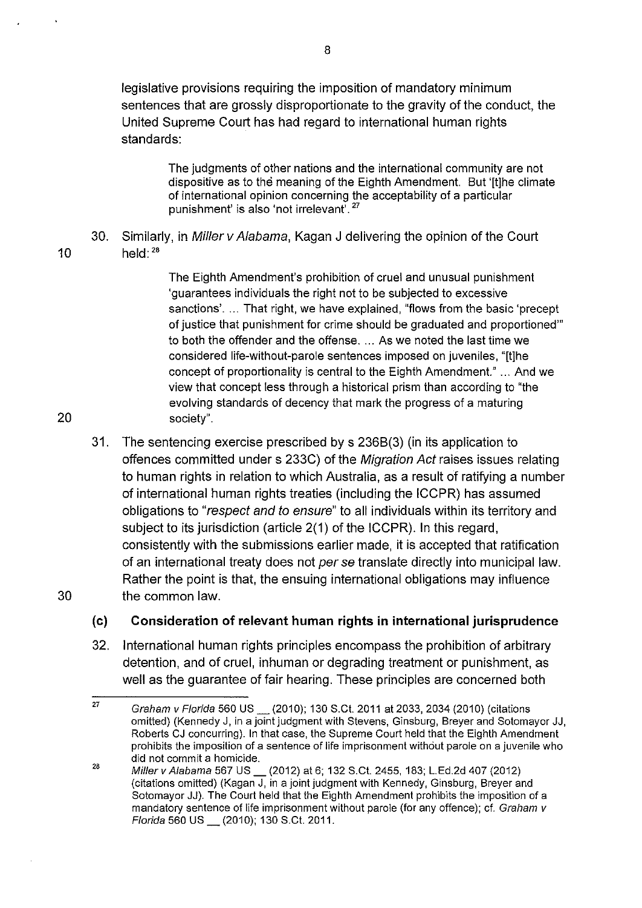legislative provisions requiring the imposition of mandatory minimum sentences that are grossly disproportionate to the gravity of the conduct, the United Supreme Court has had regard to international human rights standards:

> The judgments of other nations and the international community are not dispositive as to the meaning of the Eighth Amendment. But '[t]he climate of international opinion concerning the acceptability of a particular punishment' is also 'not irrelevant'.[27]

30. Similarly, in *Miller v Alabama*, Kagan J delivering the opinion of the Court held:[28]

> The Eighth Amendment's prohibition of cruel and unusual punishment 'guarantees individuals the right not to be subjected to excessive sanctions'. ... That right, we have explained, "flows from the basic 'precept of justice that punishment for crime should be graduated and proportioned'" to both the offender and the offense. ... As we noted the last time we considered life-without-parole sentences imposed on juveniles, "[t]he concept of proportionality is central to the Eighth Amendment." ... And we view that concept less through a historical prism than according to "the evolving standards of decency that mark the progress of a maturing society".

31. The sentencing exercise prescribed by s 236B(3) (in its application to offences committed under s 233C) of the *Migration Act* raises issues relating to human rights in relation to which Australia, as a result of ratifying a number of international human rights treaties (including the ICCPR) has assumed obligations to "*respect and to ensure*" to all individuals within its territory and subject to its jurisdiction (article 2(1) of the ICCPR). In this regard, consistently with the submissions earlier made, it is accepted that ratification of an international treaty does not *per se* translate directly into municipal law. Rather the point is that, the ensuing international obligations may influence the common law.

### (c) Consideration of relevant human rights in international jurisprudence

32. International human rights principles encompass the prohibition of arbitrary detention, and of cruel, inhuman or degrading treatment or punishment, as well as the guarantee of fair hearing. These principles are concerned both

---

[27] *Graham v Florida* 560 US __ (2010); 130 S.Ct. 2011 at 2033, 2034 (2010) (citations omitted) (Kennedy J, in a joint judgment with Stevens, Ginsburg, Breyer and Sotomayor JJ, Roberts CJ concurring). In that case, the Supreme Court held that the Eighth Amendment prohibits the imposition of a sentence of life imprisonment without parole on a juvenile who did not commit a homicide.

[28] *Miller v Alabama* 567 US __ (2012) at 6; 132 S.Ct. 2455, 183; L.Ed.2d 407 (2012) (citations omitted) (Kagan J, in a joint judgment with Kennedy, Ginsburg, Breyer and Sotomayor JJ). The Court held that the Eighth Amendment prohibits the imposition of a mandatory sentence of life imprisonment without parole (for any offence); cf. *Graham v Florida* 560 US __ (2010); 130 S.Ct. 2011.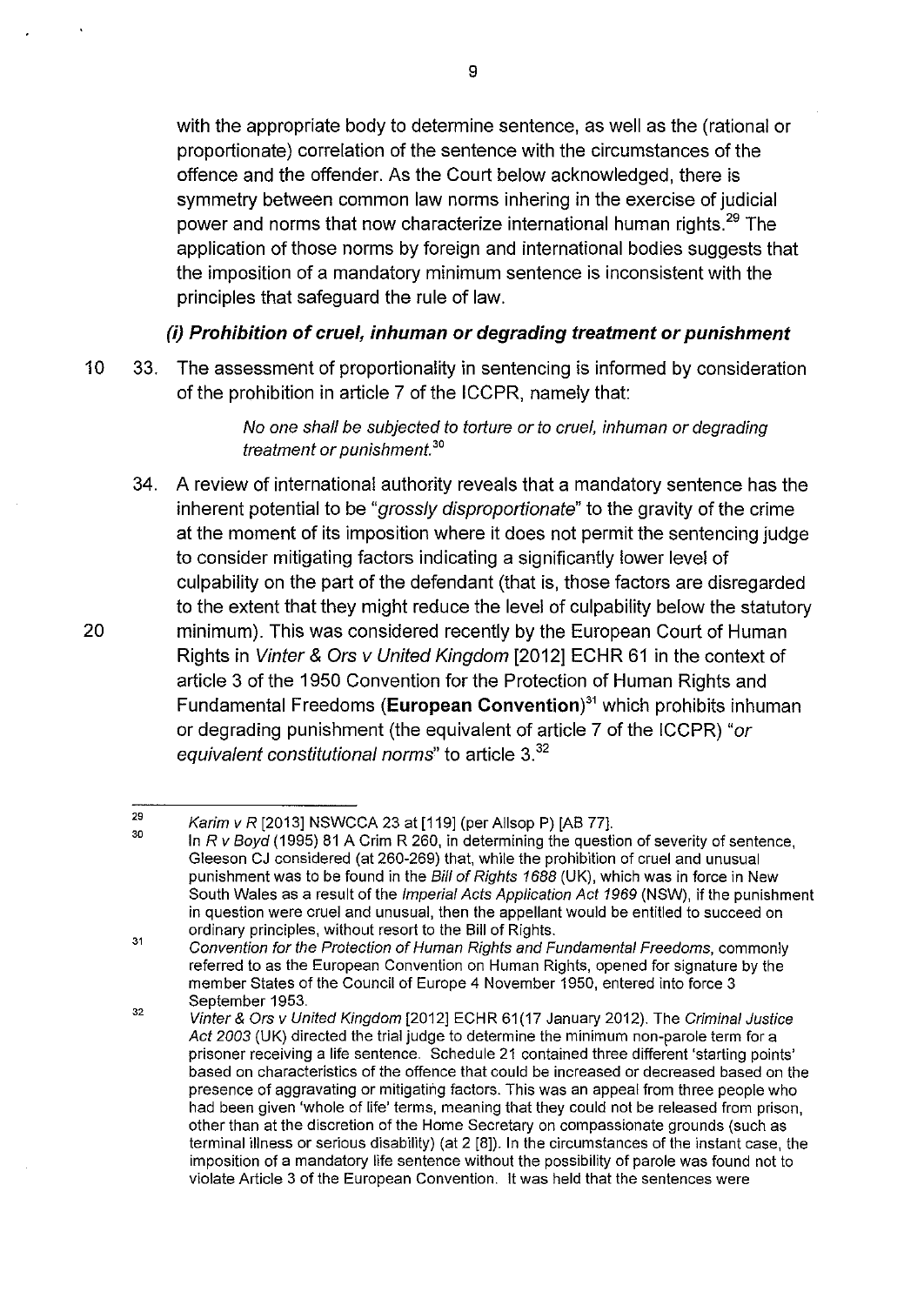with the appropriate body to determine sentence, as well as the (rational or proportionate) correlation of the sentence with the circumstances of the offence and the offender. As the Court below acknowledged, there is symmetry between common law norms inhering in the exercise of judicial power and norms that now characterize international human rights.[29] The application of those norms by foreign and international bodies suggests that the imposition of a mandatory minimum sentence is inconsistent with the principles that safeguard the rule of law.

#### *(i) Prohibition of cruel, inhuman or degrading treatment or punishment*

33. The assessment of proportionality in sentencing is informed by consideration of the prohibition in article 7 of the ICCPR, namely that:

> *No one shall be subjected to torture or to cruel, inhuman or degrading treatment or punishment.*[30]

34. A review of international authority reveals that a mandatory sentence has the inherent potential to be "*grossly disproportionate*" to the gravity of the crime at the moment of its imposition where it does not permit the sentencing judge to consider mitigating factors indicating a significantly lower level of culpability on the part of the defendant (that is, those factors are disregarded to the extent that they might reduce the level of culpability below the statutory minimum). This was considered recently by the European Court of Human Rights in *Vinter & Ors v United Kingdom* [2012] ECHR 61 in the context of article 3 of the 1950 Convention for the Protection of Human Rights and Fundamental Freedoms (**European Convention**)[31] which prohibits inhuman or degrading punishment (the equivalent of article 7 of the ICCPR) "*or equivalent constitutional norms*" to article 3.[32]

---

[29] *Karim v R* [2013] NSWCCA 23 at [119] (per Allsop P) [AB 77].

[30] In *R v Boyd* (1995) 81 A Crim R 260, in determining the question of severity of sentence, Gleeson CJ considered (at 260-269) that, while the prohibition of cruel and unusual punishment was to be found in the *Bill of Rights 1688* (UK), which was in force in New South Wales as a result of the *Imperial Acts Application Act 1969* (NSW), if the punishment in question were cruel and unusual, then the appellant would be entitled to succeed on ordinary principles, without resort to the Bill of Rights.

[31] *Convention for the Protection of Human Rights and Fundamental Freedoms*, commonly referred to as the European Convention on Human Rights, opened for signature by the member States of the Council of Europe 4 November 1950, entered into force 3 September 1953.

[32] *Vinter & Ors v United Kingdom* [2012] ECHR 61(17 January 2012). The *Criminal Justice Act 2003* (UK) directed the trial judge to determine the minimum non-parole term for a prisoner receiving a life sentence. Schedule 21 contained three different 'starting points' based on characteristics of the offence that could be increased or decreased based on the presence of aggravating or mitigating factors. This was an appeal from three people who had been given 'whole of life' terms, meaning that they could not be released from prison, other than at the discretion of the Home Secretary on compassionate grounds (such as terminal illness or serious disability) (at 2 [8]). In the circumstances of the instant case, the imposition of a mandatory life sentence without the possibility of parole was found not to violate Article 3 of the European Convention. It was held that the sentences were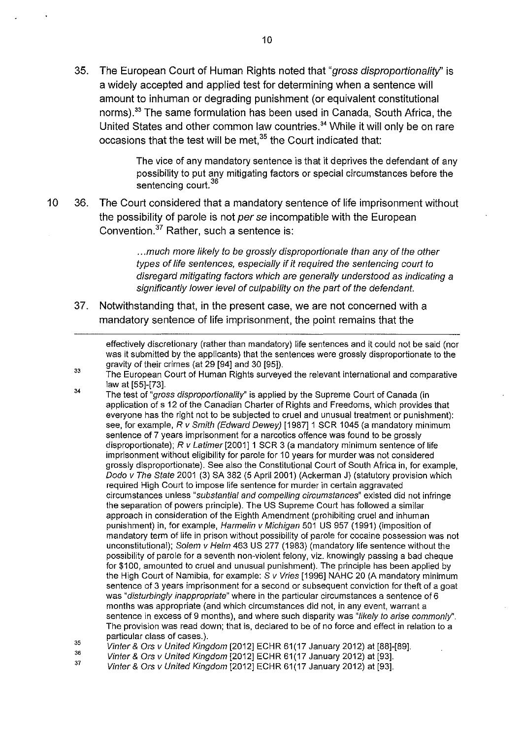35. The European Court of Human Rights noted that "*gross disproportionality*" is a widely accepted and applied test for determining when a sentence will amount to inhuman or degrading punishment (or equivalent constitutional norms).[33] The same formulation has been used in Canada, South Africa, the United States and other common law countries.[34] While it will only be on rare occasions that the test will be met,[35] the Court indicated that:

> The vice of any mandatory sentence is that it deprives the defendant of any possibility to put any mitigating factors or special circumstances before the sentencing court.[36]

36. The Court considered that a mandatory sentence of life imprisonment without the possibility of parole is not *per se* incompatible with the European Convention.[37] Rather, such a sentence is:

> *...much more likely to be grossly disproportionate than any of the other types of life sentences, especially if it required the sentencing court to disregard mitigating factors which are generally understood as indicating a significantly lower level of culpability on the part of the defendant.*

37. Notwithstanding that, in the present case, we are not concerned with a mandatory sentence of life imprisonment, the point remains that the

---

effectively discretionary (rather than mandatory) life sentences and it could not be said (nor was it submitted by the applicants) that the sentences were grossly disproportionate to the gravity of their crimes (at 29 [94] and 30 [95]).

[33] The European Court of Human Rights surveyed the relevant international and comparative law at [55]-[73].

[34] The test of "*gross disproportionality*" is applied by the Supreme Court of Canada (in application of s 12 of the Canadian Charter of Rights and Freedoms, which provides that everyone has the right not to be subjected to cruel and unusual treatment or punishment): see, for example, *R v Smith (Edward Dewey)* [1987] 1 SCR 1045 (a mandatory minimum sentence of 7 years imprisonment for a narcotics offence was found to be grossly disproportionate); *R v Latimer* [2001] 1 SCR 3 (a mandatory minimum sentence of life imprisonment without eligibility for parole for 10 years for murder was not considered grossly disproportionate). See also the Constitutional Court of South Africa in, for example, *Dodo v The State* 2001 (3) SA 382 (5 April 2001) (Ackerman J) (statutory provision which required High Court to impose life sentence for murder in certain aggravated circumstances unless "*substantial and compelling circumstances*" existed did not infringe the separation of powers principle). The US Supreme Court has followed a similar approach in consideration of the Eighth Amendment (prohibiting cruel and inhuman punishment) in, for example, *Harmelin v Michigan* 501 US 957 (1991) (imposition of mandatory term of life in prison without possibility of parole for cocaine possession was not unconstitutional); *Solem v Helm* 463 US 277 (1983) (mandatory life sentence without the possibility of parole for a seventh non-violent felony, viz. knowingly passing a bad cheque for $100, amounted to cruel and unusual punishment). The principle has been applied by the High Court of Namibia, for example: *S v Vries* [1996] NAHC 20 (A mandatory minimum sentence of 3 years imprisonment for a second or subsequent conviction for theft of a goat was "*disturbingly inappropriate*" where in the particular circumstances a sentence of 6 months was appropriate (and which circumstances did not, in any event, warrant a sentence in excess of 9 months), and where such disparity was "*likely to arise commonly*". The provision was read down; that is, declared to be of no force and effect in relation to a particular class of cases.).

[35] *Vinter & Ors v United Kingdom* [2012] ECHR 61(17 January 2012) at [88]-[89].

[36] *Vinter & Ors v United Kingdom* [2012] ECHR 61(17 January 2012) at [93].

[37] *Vinter & Ors v United Kingdom* [2012] ECHR 61(17 January 2012) at [93].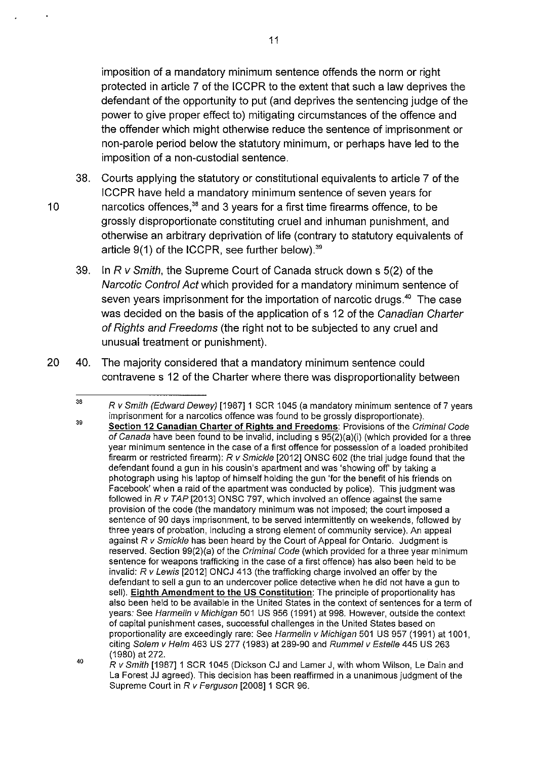imposition of a mandatory minimum sentence offends the norm or right protected in article 7 of the ICCPR to the extent that such a law deprives the defendant of the opportunity to put (and deprives the sentencing judge of the power to give proper effect to) mitigating circumstances of the offence and the offender which might otherwise reduce the sentence of imprisonment or non-parole period below the statutory minimum, or perhaps have led to the imposition of a non-custodial sentence.

38. Courts applying the statutory or constitutional equivalents to article 7 of the ICCPR have held a mandatory minimum sentence of seven years for narcotics offences,[38] and 3 years for a first time firearms offence, to be grossly disproportionate constituting cruel and inhuman punishment, and otherwise an arbitrary deprivation of life (contrary to statutory equivalents of article 9(1) of the ICCPR, see further below).[39]

39. In *R v Smith*, the Supreme Court of Canada struck down s 5(2) of the *Narcotic Control Act* which provided for a mandatory minimum sentence of seven years imprisonment for the importation of narcotic drugs.[40] The case was decided on the basis of the application of s 12 of the *Canadian Charter of Rights and Freedoms* (the right not to be subjected to any cruel and unusual treatment or punishment).

40. The majority considered that a mandatory minimum sentence could contravene s 12 of the Charter where there was disproportionality between

---

[38] *R v Smith (Edward Dewey)* [1987] 1 SCR 1045 (a mandatory minimum sentence of 7 years imprisonment for a narcotics offence was found to be grossly disproportionate).

[39] **Section 12 Canadian Charter of Rights and Freedoms**: Provisions of the *Criminal Code of Canada* have been found to be invalid, including s 95(2)(a)(i) (which provided for a three year minimum sentence in the case of a first offence for possession of a loaded prohibited firearm or restricted firearm): *R v Smickle* [2012] ONSC 602 (the trial judge found that the defendant found a gun in his cousin's apartment and was 'showing off' by taking a photograph using his laptop of himself holding the gun 'for the benefit of his friends on Facebook' when a raid of the apartment was conducted by police). This judgment was followed in *R v TAP* [2013] ONSC 797, which involved an offence against the same provision of the code (the mandatory minimum was not imposed; the court imposed a sentence of 90 days imprisonment, to be served intermittently on weekends, followed by three years of probation, including a strong element of community service). An appeal against *R v Smickle* has been heard by the Court of Appeal for Ontario. Judgment is reserved. Section 99(2)(a) of the *Criminal Code* (which provided for a three year minimum sentence for weapons trafficking in the case of a first offence) has also been held to be invalid: *R v Lewis* [2012] ONCJ 413 (the trafficking charge involved an offer by the defendant to sell a gun to an undercover police detective when he did not have a gun to sell). **Eighth Amendment to the US Constitution**: The principle of proportionality has also been held to be available in the United States in the context of sentences for a term of years: See *Harmelin v Michigan* 501 US 956 (1991) at 998. However, outside the context of capital punishment cases, successful challenges in the United States based on proportionality are exceedingly rare: See *Harmelin v Michigan* 501 US 957 (1991) at 1001, citing *Solem v Helm* 463 US 277 (1983) at 289-90 and *Rummel v Estelle* 445 US 263 (1980) at 272.

[40] *R v Smith* [1987] 1 SCR 1045 (Dickson CJ and Lamer J, with whom Wilson, Le Dain and La Forest JJ agreed). This decision has been reaffirmed in a unanimous judgment of the Supreme Court in *R v Ferguson* [2008] 1 SCR 96.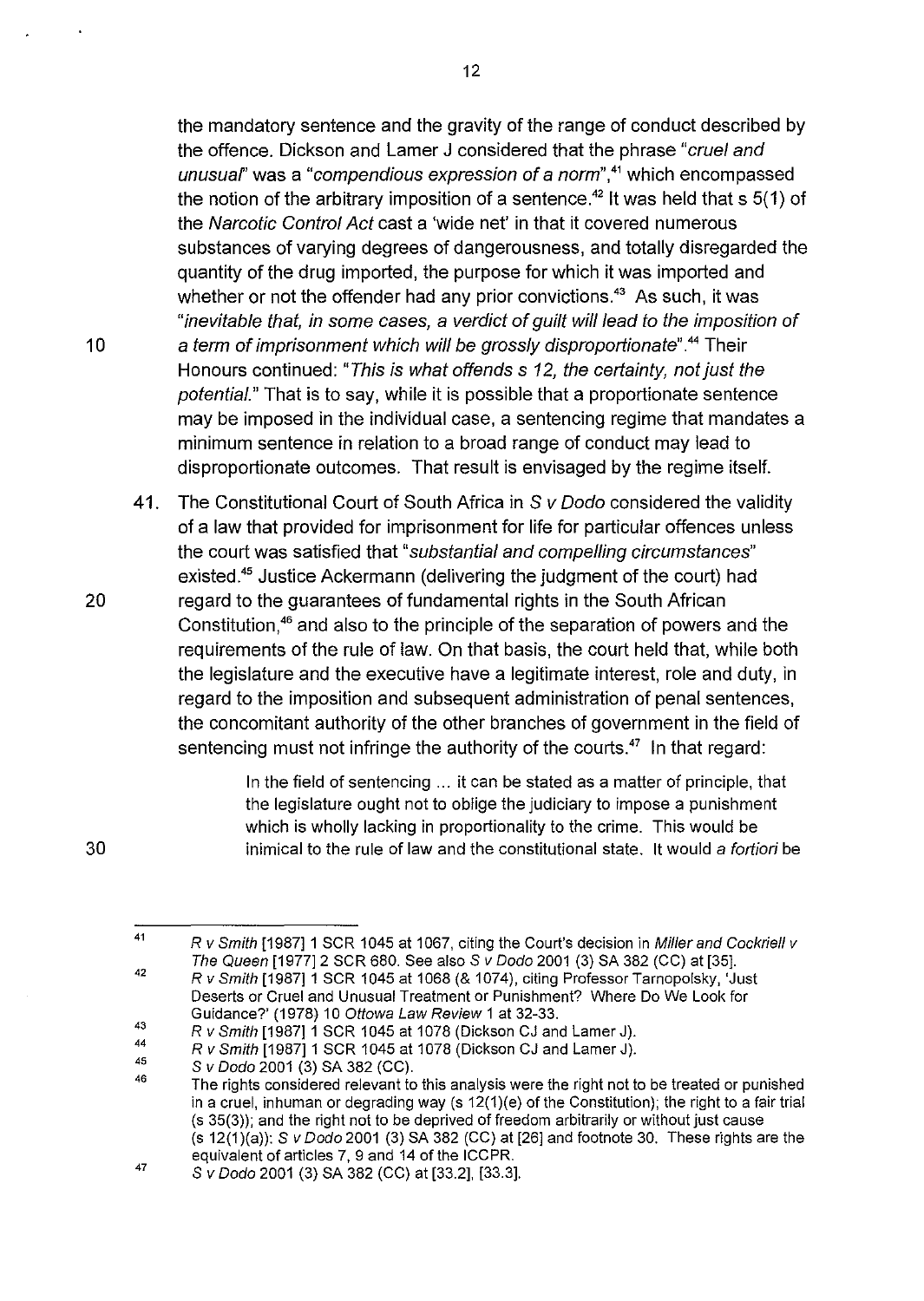the mandatory sentence and the gravity of the range of conduct described by the offence. Dickson and Lamer J considered that the phrase "*cruel and unusual*" was a "*compendious expression of a norm*",[41] which encompassed the notion of the arbitrary imposition of a sentence.[42] It was held that s 5(1) of the *Narcotic Control Act* cast a 'wide net' in that it covered numerous substances of varying degrees of dangerousness, and totally disregarded the quantity of the drug imported, the purpose for which it was imported and whether or not the offender had any prior convictions.[43] As such, it was "*inevitable that, in some cases, a verdict of guilt will lead to the imposition of a term of imprisonment which will be grossly disproportionate*".[44] Their Honours continued: "*This is what offends s 12, the certainty, not just the potential.*" That is to say, while it is possible that a proportionate sentence may be imposed in the individual case, a sentencing regime that mandates a minimum sentence in relation to a broad range of conduct may lead to disproportionate outcomes. That result is envisaged by the regime itself.

41. The Constitutional Court of South Africa in *S v Dodo* considered the validity of a law that provided for imprisonment for life for particular offences unless the court was satisfied that "*substantial and compelling circumstances*" existed.[45] Justice Ackermann (delivering the judgment of the court) had regard to the guarantees of fundamental rights in the South African Constitution,[46] and also to the principle of the separation of powers and the requirements of the rule of law. On that basis, the court held that, while both the legislature and the executive have a legitimate interest, role and duty, in regard to the imposition and subsequent administration of penal sentences, the concomitant authority of the other branches of government in the field of sentencing must not infringe the authority of the courts.[47] In that regard:

> In the field of sentencing ... it can be stated as a matter of principle, that the legislature ought not to oblige the judiciary to impose a punishment which is wholly lacking in proportionality to the crime. This would be inimical to the rule of law and the constitutional state. It would *a fortiori* be

---

[41] *R v Smith* [1987] 1 SCR 1045 at 1067, citing the Court's decision in *Miller and Cockriell v The Queen* [1977] 2 SCR 680. See also *S v Dodo* 2001 (3) SA 382 (CC) at [35].

[42] *R v Smith* [1987] 1 SCR 1045 at 1068 (& 1074), citing Professor Tarnopolsky, 'Just Deserts or Cruel and Unusual Treatment or Punishment? Where Do We Look for Guidance?' (1978) 10 *Ottowa Law Review* 1 at 32-33.

[43] *R v Smith* [1987] 1 SCR 1045 at 1078 (Dickson CJ and Lamer J).

[44] *R v Smith* [1987] 1 SCR 1045 at 1078 (Dickson CJ and Lamer J).

[45] *S v Dodo* 2001 (3) SA 382 (CC).

[46] The rights considered relevant to this analysis were the right not to be treated or punished in a cruel, inhuman or degrading way (s 12(1)(e) of the Constitution); the right to a fair trial (s 35(3)); and the right not to be deprived of freedom arbitrarily or without just cause (s 12(1)(a)): *S v Dodo* 2001 (3) SA 382 (CC) at [26] and footnote 30. These rights are the equivalent of articles 7, 9 and 14 of the ICCPR.

[47] *S v Dodo* 2001 (3) SA 382 (CC) at [33.2], [33.3].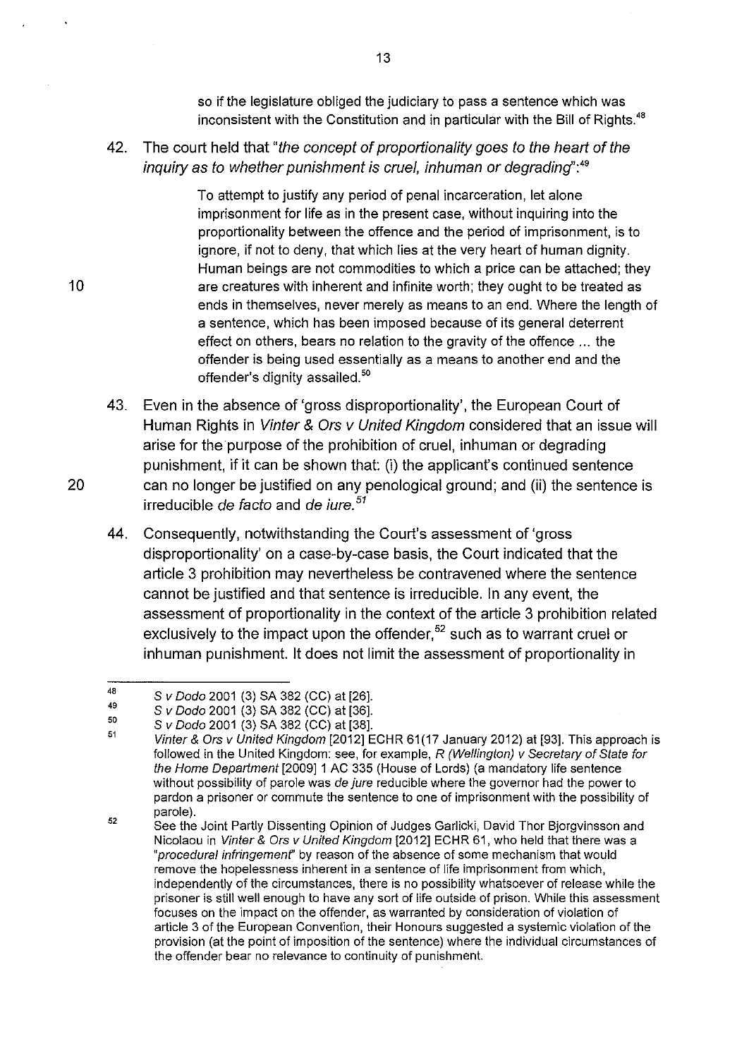so if the legislature obliged the judiciary to pass a sentence which was inconsistent with the Constitution and in particular with the Bill of Rights.[48]

42. The court held that "*the concept of proportionality goes to the heart of the inquiry as to whether punishment is cruel, inhuman or degrading*":[49]

> To attempt to justify any period of penal incarceration, let alone imprisonment for life as in the present case, without inquiring into the proportionality between the offence and the period of imprisonment, is to ignore, if not to deny, that which lies at the very heart of human dignity. Human beings are not commodities to which a price can be attached; they are creatures with inherent and infinite worth; they ought to be treated as ends in themselves, never merely as means to an end. Where the length of a sentence, which has been imposed because of its general deterrent effect on others, bears no relation to the gravity of the offence ... the offender is being used essentially as a means to another end and the offender's dignity assailed.[50]

43. Even in the absence of 'gross disproportionality', the European Court of Human Rights in *Vinter & Ors v United Kingdom* considered that an issue will arise for the purpose of the prohibition of cruel, inhuman or degrading punishment, if it can be shown that: (i) the applicant's continued sentence can no longer be justified on any penological ground; and (ii) the sentence is irreducible *de facto* and *de iure*.[51]

44. Consequently, notwithstanding the Court's assessment of 'gross disproportionality' on a case-by-case basis, the Court indicated that the article 3 prohibition may nevertheless be contravened where the sentence cannot be justified and that sentence is irreducible. In any event, the assessment of proportionality in the context of the article 3 prohibition related exclusively to the impact upon the offender,[52] such as to warrant cruel or inhuman punishment. It does not limit the assessment of proportionality in

---

[48] *S v Dodo* 2001 (3) SA 382 (CC) at [26].

[49] *S v Dodo* 2001 (3) SA 382 (CC) at [36].

[50] *S v Dodo* 2001 (3) SA 382 (CC) at [38].

[51] *Vinter & Ors v United Kingdom* [2012] ECHR 61(17 January 2012) at [93]. This approach is followed in the United Kingdom: see, for example, *R (Wellington) v Secretary of State for the Home Department* [2009] 1 AC 335 (House of Lords) (a mandatory life sentence without possibility of parole was *de jure* reducible where the governor had the power to pardon a prisoner or commute the sentence to one of imprisonment with the possibility of parole).

[52] See the Joint Partly Dissenting Opinion of Judges Garlicki, David Thor Bjorgvinsson and Nicolaou in *Vinter & Ors v United Kingdom* [2012] ECHR 61, who held that there was a "*procedural infringement*" by reason of the absence of some mechanism that would remove the hopelessness inherent in a sentence of life imprisonment from which, independently of the circumstances, there is no possibility whatsoever of release while the prisoner is still well enough to have any sort of life outside of prison. While this assessment focuses on the impact on the offender, as warranted by consideration of violation of article 3 of the European Convention, their Honours suggested a systemic violation of the provision (at the point of imposition of the sentence) where the individual circumstances of the offender bear no relevance to continuity of punishment.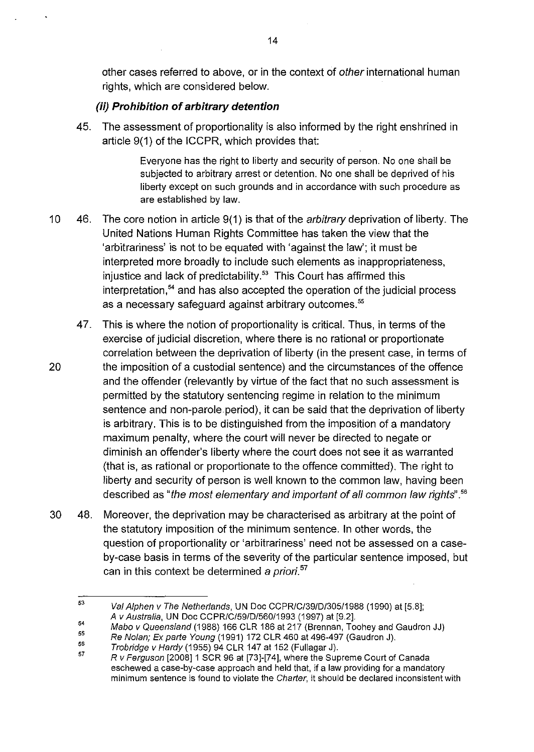other cases referred to above, or in the context of *other* international human rights, which are considered below.

### *(ii) Prohibition of arbitrary detention*

45. The assessment of proportionality is also informed by the right enshrined in article 9(1) of the ICCPR, which provides that:

> Everyone has the right to liberty and security of person. No one shall be subjected to arbitrary arrest or detention. No one shall be deprived of his liberty except on such grounds and in accordance with such procedure as are established by law.

46. The core notion in article 9(1) is that of the *arbitrary* deprivation of liberty. The United Nations Human Rights Committee has taken the view that the 'arbitrariness' is not to be equated with 'against the law'; it must be interpreted more broadly to include such elements as inappropriateness, injustice and lack of predictability.[53] This Court has affirmed this interpretation,[54] and has also accepted the operation of the judicial process as a necessary safeguard against arbitrary outcomes.[55]

47. This is where the notion of proportionality is critical. Thus, in terms of the exercise of judicial discretion, where there is no rational or proportionate correlation between the deprivation of liberty (in the present case, in terms of the imposition of a custodial sentence) and the circumstances of the offence and the offender (relevantly by virtue of the fact that no such assessment is permitted by the statutory sentencing regime in relation to the minimum sentence and non-parole period), it can be said that the deprivation of liberty is arbitrary. This is to be distinguished from the imposition of a mandatory maximum penalty, where the court will never be directed to negate or diminish an offender's liberty where the court does not see it as warranted (that is, as rational or proportionate to the offence committed). The right to liberty and security of person is well known to the common law, having been described as "*the most elementary and important of all common law rights*".[56]

48. Moreover, the deprivation may be characterised as arbitrary at the point of the statutory imposition of the minimum sentence. In other words, the question of proportionality or 'arbitrariness' need not be assessed on a case-by-case basis in terms of the severity of the particular sentence imposed, but can in this context be determined *a priori*.[57]

---

[53] *Val Alphen v The Netherlands*, UN Doc CCPR/C/39/D/305/1988 (1990) at [5.8]; *A v Australia*, UN Doc CCPR/C/59/D/560/1993 (1997) at [9.2].

[54] *Mabo v Queensland* (1988) 166 CLR 186 at 217 (Brennan, Toohey and Gaudron JJ)

[55] *Re Nolan; Ex parte Young* (1991) 172 CLR 460 at 496-497 (Gaudron J).

[56] *Trobridge v Hardy* (1955) 94 CLR 147 at 152 (Fullagar J).

[57] *R v Ferguson* [2008] 1 SCR 96 at [73]-[74], where the Supreme Court of Canada eschewed a case-by-case approach and held that, if a law providing for a mandatory minimum sentence is found to violate the *Charter*, it should be declared inconsistent with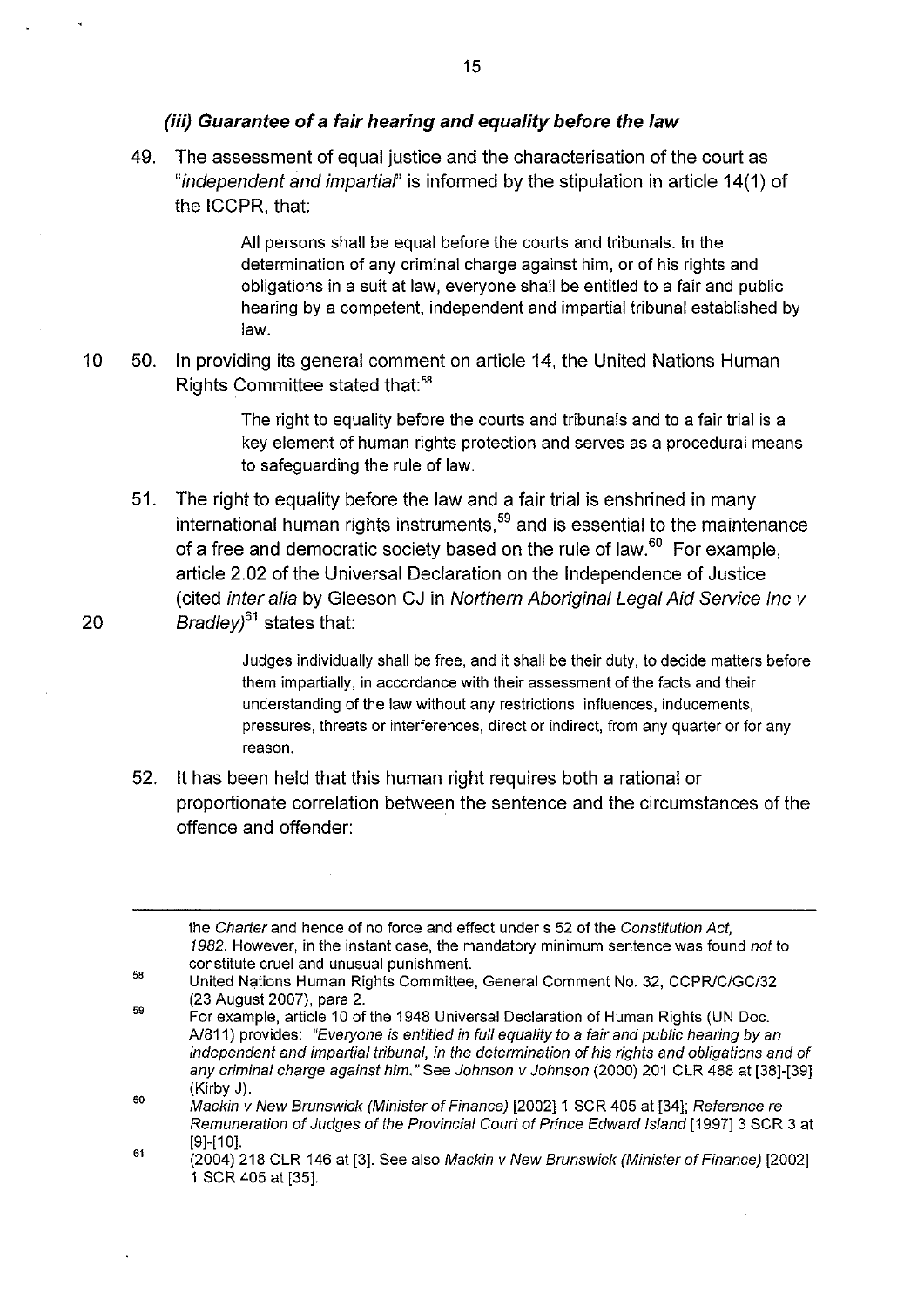#### *(iii) Guarantee of a fair hearing and equality before the law*

49. The assessment of equal justice and the characterisation of the court as "*independent and impartial*" is informed by the stipulation in article 14(1) of the ICCPR, that:

> All persons shall be equal before the courts and tribunals. In the determination of any criminal charge against him, or of his rights and obligations in a suit at law, everyone shall be entitled to a fair and public hearing by a competent, independent and impartial tribunal established by law.

50. In providing its general comment on article 14, the United Nations Human Rights Committee stated that:[58]

> The right to equality before the courts and tribunals and to a fair trial is a key element of human rights protection and serves as a procedural means to safeguarding the rule of law.

51. The right to equality before the law and a fair trial is enshrined in many international human rights instruments,[59] and is essential to the maintenance of a free and democratic society based on the rule of law.[60] For example, article 2.02 of the Universal Declaration on the Independence of Justice (cited *inter alia* by Gleeson CJ in *Northern Aboriginal Legal Aid Service Inc v Bradley*)[61] states that:

> Judges individually shall be free, and it shall be their duty, to decide matters before them impartially, in accordance with their assessment of the facts and their understanding of the law without any restrictions, influences, inducements, pressures, threats or interferences, direct or indirect, from any quarter or for any reason.

52. It has been held that this human right requires both a rational or proportionate correlation between the sentence and the circumstances of the offence and offender:

---

the *Charter* and hence of no force and effect under s 52 of the *Constitution Act, 1982*. However, in the instant case, the mandatory minimum sentence was found *not* to constitute cruel and unusual punishment.

[58] United Nations Human Rights Committee, General Comment No. 32, CCPR/C/GC/32 (23 August 2007), para 2.

[59] For example, article 10 of the 1948 Universal Declaration of Human Rights (UN Doc. A/811) provides: *"Everyone is entitled in full equality to a fair and public hearing by an independent and impartial tribunal, in the determination of his rights and obligations and of any criminal charge against him."* See *Johnson v Johnson* (2000) 201 CLR 488 at [38]-[39] (Kirby J).

[60] *Mackin v New Brunswick (Minister of Finance)* [2002] 1 SCR 405 at [34]; *Reference re Remuneration of Judges of the Provincial Court of Prince Edward Island* [1997] 3 SCR 3 at [9]-[10].

[61] (2004) 218 CLR 146 at [3]. See also *Mackin v New Brunswick (Minister of Finance)* [2002] 1 SCR 405 at [35].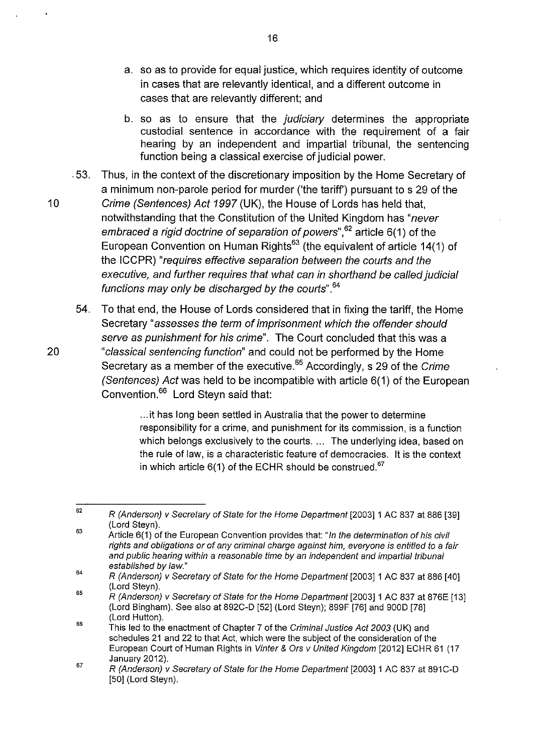a. so as to provide for equal justice, which requires identity of outcome in cases that are relevantly identical, and a different outcome in cases that are relevantly different; and

b. so as to ensure that the *judiciary* determines the appropriate custodial sentence in accordance with the requirement of a fair hearing by an independent and impartial tribunal, the sentencing function being a classical exercise of judicial power.

53. Thus, in the context of the discretionary imposition by the Home Secretary of a minimum non-parole period for murder ('the tariff') pursuant to s 29 of the *Crime (Sentences) Act 1997* (UK), the House of Lords has held that, notwithstanding that the Constitution of the United Kingdom has "*never embraced a rigid doctrine of separation of powers*",[62] article 6(1) of the European Convention on Human Rights[63] (the equivalent of article 14(1) of the ICCPR) "*requires effective separation between the courts and the executive, and further requires that what can in shorthand be called judicial functions may only be discharged by the courts*".[64]

54. To that end, the House of Lords considered that in fixing the tariff, the Home Secretary "*assesses the term of imprisonment which the offender should serve as punishment for his crime*". The Court concluded that this was a "*classical sentencing function*" and could not be performed by the Home Secretary as a member of the executive.[65] Accordingly, s 29 of the *Crime (Sentences) Act* was held to be incompatible with article 6(1) of the European Convention.[66] Lord Steyn said that:

> ...it has long been settled in Australia that the power to determine responsibility for a crime, and punishment for its commission, is a function which belongs exclusively to the courts. ... The underlying idea, based on the rule of law, is a characteristic feature of democracies. It is the context in which article 6(1) of the ECHR should be construed.[67]

---

[62] *R (Anderson) v Secretary of State for the Home Department* [2003] 1 AC 837 at 886 [39] (Lord Steyn).

[63] Article 6(1) of the European Convention provides that: "*In the determination of his civil rights and obligations or of any criminal charge against him, everyone is entitled to a fair and public hearing within a reasonable time by an independent and impartial tribunal established by law.*"

[64] *R (Anderson) v Secretary of State for the Home Department* [2003] 1 AC 837 at 886 [40] (Lord Steyn).

[65] *R (Anderson) v Secretary of State for the Home Department* [2003] 1 AC 837 at 876E [13] (Lord Bingham). See also at 892C-D [52] (Lord Steyn); 899F [76] and 900D [78] (Lord Hutton).

[66] This led to the enactment of Chapter 7 of the *Criminal Justice Act 2003* (UK) and schedules 21 and 22 to that Act, which were the subject of the consideration of the European Court of Human Rights in *Vinter & Ors v United Kingdom* [2012] ECHR 61 (17 January 2012).

[67] *R (Anderson) v Secretary of State for the Home Department* [2003] 1 AC 837 at 891C-D [50] (Lord Steyn).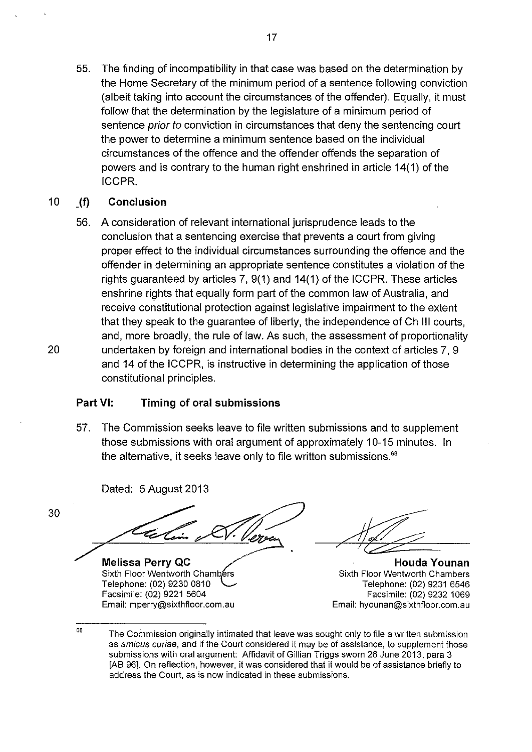55. The finding of incompatibility in that case was based on the determination by the Home Secretary of the minimum period of a sentence following conviction (albeit taking into account the circumstances of the offender). Equally, it must follow that the determination by the legislature of a minimum period of sentence *prior to* conviction in circumstances that deny the sentencing court the power to determine a minimum sentence based on the individual circumstances of the offence and the offender offends the separation of powers and is contrary to the human right enshrined in article 14(1) of the ICCPR.

### (f) Conclusion

56. A consideration of relevant international jurisprudence leads to the conclusion that a sentencing exercise that prevents a court from giving proper effect to the individual circumstances surrounding the offence and the offender in determining an appropriate sentence constitutes a violation of the rights guaranteed by articles 7, 9(1) and 14(1) of the ICCPR. These articles enshrine rights that equally form part of the common law of Australia, and receive constitutional protection against legislative impairment to the extent that they speak to the guarantee of liberty, the independence of Ch III courts, and, more broadly, the rule of law. As such, the assessment of proportionality undertaken by foreign and international bodies in the context of articles 7, 9 and 14 of the ICCPR, is instructive in determining the application of those constitutional principles.

## Part VI: Timing of oral submissions

57. The Commission seeks leave to file written submissions and to supplement those submissions with oral argument of approximately 10-15 minutes. In the alternative, it seeks leave only to file written submissions.[68]

Dated: 5 August 2013

**Melissa Perry QC**
Sixth Floor Wentworth Chambers
Telephone: (02) 9230 0810
Facsimile: (02) 9221 5604
Email: mperry@sixthfloor.com.au

**Houda Younan**
Sixth Floor Wentworth Chambers
Telephone: (02) 9231 6546
Facsimile: (02) 9232 1069
Email: hyounan@sixthfloor.com.au

---

[68] The Commission originally intimated that leave was sought only to file a written submission as *amicus curiae*, and if the Court considered it may be of assistance, to supplement those submissions with oral argument: Affidavit of Gillian Triggs sworn 26 June 2013, para 3 [AB 96]. On reflection, however, it was considered that it would be of assistance briefly to address the Court, as is now indicated in these submissions.